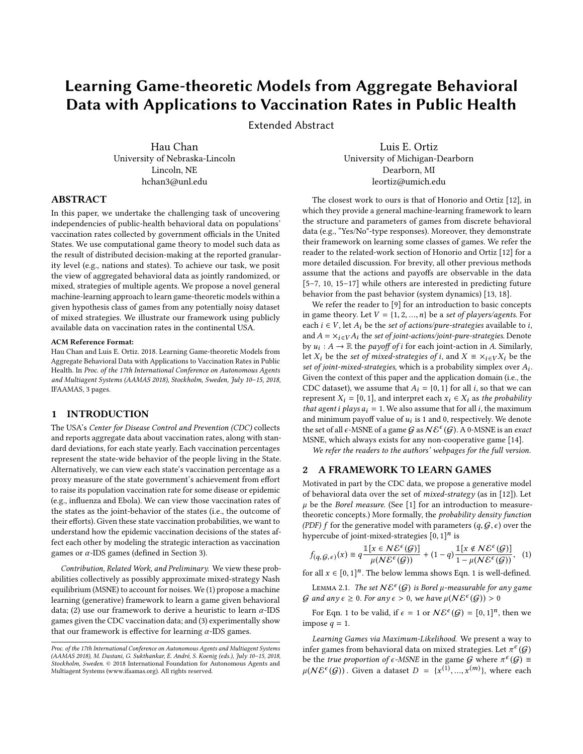# Learning Game-theoretic Models from Aggregate Behavioral Data with Applications to Vaccination Rates in Public Health

Extended Abstract

Hau Chan
University of Nebraska-Lincoln
Lincoln, NE
hchan3@unl.edu

Luis E. Ortiz
University of Michigan-Dearborn
Dearborn, MI
leortiz@umich.edu

## ABSTRACT

In this paper, we undertake the challenging task of uncovering independencies of public-health behavioral data on populations' vaccination rates collected by government officials in the United States. We use computational game theory to model such data as the result of distributed decision-making at the reported granularity level (e.g., nations and states). To achieve our task, we posit the view of aggregated behavioral data as jointly randomized, or mixed, strategies of multiple agents. We propose a novel general machine-learning approach to learn game-theoretic models within a given hypothesis class of games from any potentially noisy dataset of mixed strategies. We illustrate our framework using publicly available data on vaccination rates in the continental USA.

**ACM Reference Format:**
Hau Chan and Luis E. Ortiz. 2018. Learning Game-theoretic Models from Aggregate Behavioral Data with Applications to Vaccination Rates in Public Health. In *Proc. of the 17th International Conference on Autonomous Agents and Multiagent Systems (AAMAS 2018), Stockholm, Sweden, July 10–15, 2018,* IFAAMAS, 3 pages.

## 1 INTRODUCTION

The USA's *Center for Disease Control and Prevention (CDC)* collects and reports aggregate data about vaccination rates, along with standard deviations, for each state yearly. Each vaccination percentages represent the state-wide behavior of the people living in the State. Alternatively, we can view each state's vaccination percentage as a proxy measure of the state government's achievement from effort to raise its population vaccination rate for some disease or epidemic (e.g., influenza and Ebola). We can view those vaccination rates of the states as the joint-behavior of the states (i.e., the outcome of their efforts). Given these state vaccination probabilities, we want to understand how the epidemic vaccination decisions of the states affect each other by modeling the strategic interaction as vaccination games or $\alpha$-IDS games (defined in Section 3).

*Contribution, Related Work, and Preliminary.* We view these probabilities collectively as possibly approximate mixed-strategy Nash equilibrium (MSNE) to account for noises. We (1) propose a machine learning (generative) framework to learn a game given behavioral data; (2) use our framework to derive a heuristic to learn $\alpha$-IDS games given the CDC vaccination data; and (3) experimentally show that our framework is effective for learning $\alpha$-IDS games.

*Proc. of the 17th International Conference on Autonomous Agents and Multiagent Systems (AAMAS 2018), M. Dastani, G. Sukthankar, E. André, S. Koenig (eds.), July 10–15, 2018, Stockholm, Sweden.* © 2018 International Foundation for Autonomous Agents and Multiagent Systems (www.ifaamas.org). All rights reserved.

The closest work to ours is that of Honorio and Ortiz [12], in which they provide a general machine-learning framework to learn the structure and parameters of games from discrete behavioral data (e.g., "Yes/No"-type responses). Moreover, they demonstrate their framework on learning some classes of games. We refer the reader to the related-work section of Honorio and Ortiz [12] for a more detailed discussion. For brevity, all other previous methods assume that the actions and payoffs are observable in the data [5–7, 10, 15–17] while others are interested in predicting future behavior from the past behavior (system dynamics) [13, 18].

We refer the reader to [9] for an introduction to basic concepts in game theory. Let $V = \{1, 2, ..., n\}$ be a *set of players/agents*. For each $i \in V$, let $A_i$ be the *set of actions/pure-strategies* available to $i$, and $A = \times_{i \in V} A_i$ the *set of joint-actions/joint-pure-strategies*. Denote by $u_i : A \to \mathbb{R}$ the *payoff of* $i$ for each joint-action in $A$. Similarly, let $X_i$ be the *set of mixed-strategies of* $i$, and $X \equiv \times_{i \in V} X_i$ be the *set of joint-mixed-strategies*, which is a probability simplex over $A_i$. Given the context of this paper and the application domain (i.e., the CDC dataset), we assume that $A_i = \{0, 1\}$ for all $i$, so that we can represent $X_i = [0, 1]$, and interpret each $x_i \in X_i$ as *the probability that agent* $i$ *plays* $a_i = 1$. We also assume that for all $i$, the maximum and minimum payoff value of $u_i$ is 1 and 0, respectively. We denote the set of all $\epsilon$-MSNE of a game $\mathcal{G}$ as $\mathcal{NE}^{\epsilon}(\mathcal{G})$. A 0-MSNE is an *exact* MSNE, which always exists for any non-cooperative game [14].

*We refer the readers to the authors' webpages for the full version.*

## 2 A FRAMEWORK TO LEARN GAMES

Motivated in part by the CDC data, we propose a generative model of behavioral data over the set of *mixed-strategy* (as in [12]). Let $\mu$ be the *Borel measure.* (See [1] for an introduction to measure-theoretic concepts.) More formally, the *probability density function (PDF)* $f$ for the generative model with parameters $(q, \mathcal{G}, \epsilon)$ over the hypercube of joint-mixed-strategies $[0, 1]^n$ is

$$f_{(q,\mathcal{G},\epsilon)}(x) \equiv q \frac{\mathbb{1}[x \in \mathcal{NE}^{\epsilon}(\mathcal{G})]}{\mu(\mathcal{NE}^{\epsilon}(\mathcal{G}))} + (1 - q) \frac{\mathbb{1}[x \notin \mathcal{NE}^{\epsilon}(\mathcal{G})]}{1 - \mu(\mathcal{NE}^{\epsilon}(\mathcal{G}))}, \quad (1)$$

for all $x \in [0, 1]^n$. The below lemma shows Eqn. 1 is well-defined.

Lemma 2.1. *The set* $\mathcal{NE}^{\epsilon}(\mathcal{G})$ *is Borel* $\mu$*-measurable for any game* $\mathcal{G}$ *and any* $\epsilon \geq 0$*. For any* $\epsilon > 0$*, we have* $\mu(\mathcal{NE}^{\epsilon}(\mathcal{G})) > 0$

For Eqn. 1 to be valid, if $\epsilon = 1$ or $\mathcal{NE}^{\epsilon}(\mathcal{G}) = [0, 1]^n$, then we impose $q = 1$.

*Learning Games via Maximum-Likelihood.* We present a way to infer games from behavioral data on mixed strategies. Let $\pi^{\epsilon}(\mathcal{G})$ be the *true proportion of* $\epsilon$*-MSNE* in the game $\mathcal{G}$ where $\pi^{\epsilon}(\mathcal{G}) \equiv \mu(\mathcal{NE}^{\epsilon}(\mathcal{G}))$ . Given a dataset $D = \{x^{(1)}, ..., x^{(m)}\}$, where each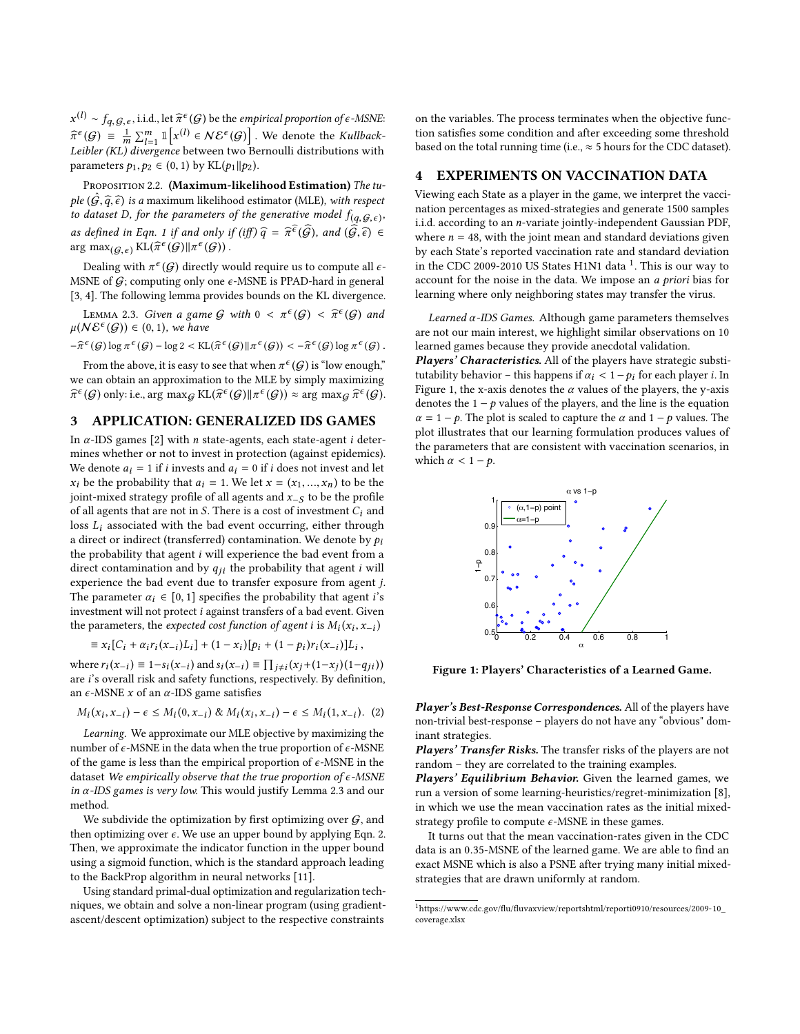$x^{(l)} \sim f_{q,\mathcal{G},\epsilon}$, i.i.d., let $\widehat{\pi}^{\epsilon}(\mathcal{G})$ be the *empirical proportion of $\epsilon$-MSNE*: $\widehat{\pi}^{\epsilon}(\mathcal{G}) \equiv \frac{1}{m}\sum_{l=1}^{m} \mathbb{1}\left[x^{(l)} \in \mathcal{NE}^{\epsilon}(\mathcal{G})\right]$. We denote the *Kullback-Leibler (KL) divergence* between two Bernoulli distributions with parameters $p_1, p_2 \in (0,1)$ by $\mathrm{KL}(p_1 \| p_2)$.

Proposition 2.2. **(Maximum-likelihood Estimation)** *The tuple $(\widehat{\mathcal{G}}, \widehat{q}, \widehat{\epsilon})$ is a* maximum likelihood estimator (MLE), *with respect to dataset D, for the parameters of the generative model $f_{(q,\mathcal{G},\epsilon)}$, as defined in Eqn. 1 if and only if (iff) $\widehat{q} = \widehat{\pi}^{\widehat{\epsilon}}(\widehat{\mathcal{G}})$, and $(\widehat{\mathcal{G}}, \widehat{\epsilon}) \in \arg\max_{(\mathcal{G},\epsilon)} \mathrm{KL}(\widehat{\pi}^{\epsilon}(\mathcal{G}) \| \pi^{\epsilon}(\mathcal{G}))$.*

Dealing with $\pi^{\epsilon}(\mathcal{G})$ directly would require us to compute all $\epsilon$-MSNE of $\mathcal{G}$; computing only one $\epsilon$-MSNE is PPAD-hard in general [3, 4]. The following lemma provides bounds on the KL divergence.

Lemma 2.3. *Given a game $\mathcal{G}$ with $0 < \pi^{\epsilon}(\mathcal{G}) < \widehat{\pi}^{\epsilon}(\mathcal{G})$ and $\mu(\mathcal{NE}^{\epsilon}(\mathcal{G})) \in (0,1)$, we have*

$$-\widehat{\pi}^{\epsilon}(\mathcal{G}) \log \pi^{\epsilon}(\mathcal{G}) - \log 2 < \mathrm{KL}(\widehat{\pi}^{\epsilon}(\mathcal{G}) \| \pi^{\epsilon}(\mathcal{G})) < -\widehat{\pi}^{\epsilon}(\mathcal{G}) \log \pi^{\epsilon}(\mathcal{G}).$$

From the above, it is easy to see that when $\pi^{\epsilon}(\mathcal{G})$ is "low enough," we can obtain an approximation to the MLE by simply maximizing $\widehat{\pi}^{\epsilon}(\mathcal{G})$ only: i.e., $\arg\max_{\mathcal{G}} \mathrm{KL}(\widehat{\pi}^{\epsilon}(\mathcal{G}) \| \pi^{\epsilon}(\mathcal{G})) \approx \arg\max_{\mathcal{G}} \widehat{\pi}^{\epsilon}(\mathcal{G})$.

## 3 APPLICATION: GENERALIZED IDS GAMES

In $\alpha$-IDS games [2] with $n$ state-agents, each state-agent $i$ determines whether or not to invest in protection (against epidemics). We denote $a_i = 1$ if $i$ invests and $a_i = 0$ if $i$ does not invest and let $x_i$ be the probability that $a_i = 1$. We let $x = (x_1, \ldots, x_n)$ to be the joint-mixed strategy profile of all agents and $x_{-S}$ to be the profile of all agents that are not in $S$. There is a cost of investment $C_i$ and loss $L_i$ associated with the bad event occurring, either through a direct or indirect (transferred) contamination. We denote by $p_i$ the probability that agent $i$ will experience the bad event from a direct contamination and by $q_{ji}$ the probability that agent $i$ will experience the bad event due to transfer exposure from agent $j$. The parameter $\alpha_i \in [0,1]$ specifies the probability that agent $i$'s investment will not protect $i$ against transfers of a bad event. Given the parameters, the *expected cost function of agent i is* $M_i(x_i, x_{-i})$

$$\equiv x_i[C_i + \alpha_i r_i(x_{-i}) L_i] + (1 - x_i)[p_i + (1 - p_i) r_i(x_{-i})] L_i\,,$$

where $r_i(x_{-i}) \equiv 1 - s_i(x_{-i})$ and $s_i(x_{-i}) \equiv \prod_{j \neq i}(x_j + (1 - x_j)(1 - q_{ji}))$ are $i$'s overall risk and safety functions, respectively. By definition, an $\epsilon$-MSNE $x$ of an $\alpha$-IDS game satisfies

$$M_i(x_i, x_{-i}) - \epsilon \le M_i(0, x_{-i}) \;\&\; M_i(x_i, x_{-i}) - \epsilon \le M_i(1, x_{-i}). \quad (2)$$

*Learning.* We approximate our MLE objective by maximizing the number of $\epsilon$-MSNE in the data when the true proportion of $\epsilon$-MSNE of the game is less than the empirical proportion of $\epsilon$-MSNE in the dataset *We empirically observe that the true proportion of $\epsilon$-MSNE in $\alpha$-IDS games is very low.* This would justify Lemma 2.3 and our method.

We subdivide the optimization by first optimizing over $\mathcal{G}$, and then optimizing over $\epsilon$. We use an upper bound by applying Eqn. 2. Then, we approximate the indicator function in the upper bound using a sigmoid function, which is the standard approach leading to the BackProp algorithm in neural networks [11].

Using standard primal-dual optimization and regularization techniques, we obtain and solve a non-linear program (using gradient-ascent/descent optimization) subject to the respective constraints on the variables. The process terminates when the objective function satisfies some condition and after exceeding some threshold based on the total running time (i.e., $\approx$ 5 hours for the CDC dataset).

## 4 EXPERIMENTS ON VACCINATION DATA

Viewing each State as a player in the game, we interpret the vaccination percentages as mixed-strategies and generate 1500 samples i.i.d. according to an $n$-variate jointly-independent Gaussian PDF, where $n = 48$, with the joint mean and standard deviations given by each State's reported vaccination rate and standard deviation in the CDC 2009-2010 US States H1N1 data [1]. This is our way to account for the noise in the data. We impose an *a priori* bias for learning where only neighboring states may transfer the virus.

*Learned $\alpha$-IDS Games.* Although game parameters themselves are not our main interest, we highlight similar observations on 10 learned games because they provide anecdotal validation.

***Players' Characteristics.*** All of the players have strategic substitutability behavior – this happens if $\alpha_i < 1 - p_i$ for each player $i$. In Figure 1, the x-axis denotes the $\alpha$ values of the players, the y-axis denotes the $1 - p$ values of the players, and the line is the equation $\alpha = 1 - p$. The plot is scaled to capture the $\alpha$ and $1 - p$ values. The plot illustrates that our learning formulation produces values of the parameters that are consistent with vaccination scenarios, in which $\alpha < 1 - p$.

**Figure 1: Players' Characteristics of a Learned Game.**

***Player's Best-Response Correspondences.*** All of the players have non-trivial best-response – players do not have any "obvious" dominant strategies.

***Players' Transfer Risks.*** The transfer risks of the players are not random – they are correlated to the training examples.

***Players' Equilibrium Behavior.*** Given the learned games, we run a version of some learning-heuristics/regret-minimization [8], in which we use the mean vaccination rates as the initial mixed-strategy profile to compute $\epsilon$-MSNE in these games.

It turns out that the mean vaccination-rates given in the CDC data is an 0.35-MSNE of the learned game. We are able to find an exact MSNE which is also a PSNE after trying many initial mixed-strategies that are drawn uniformly at random.

[1] https://www.cdc.gov/flu/fluvaxview/reportshtml/reporti0910/resources/2009-10_coverage.xlsx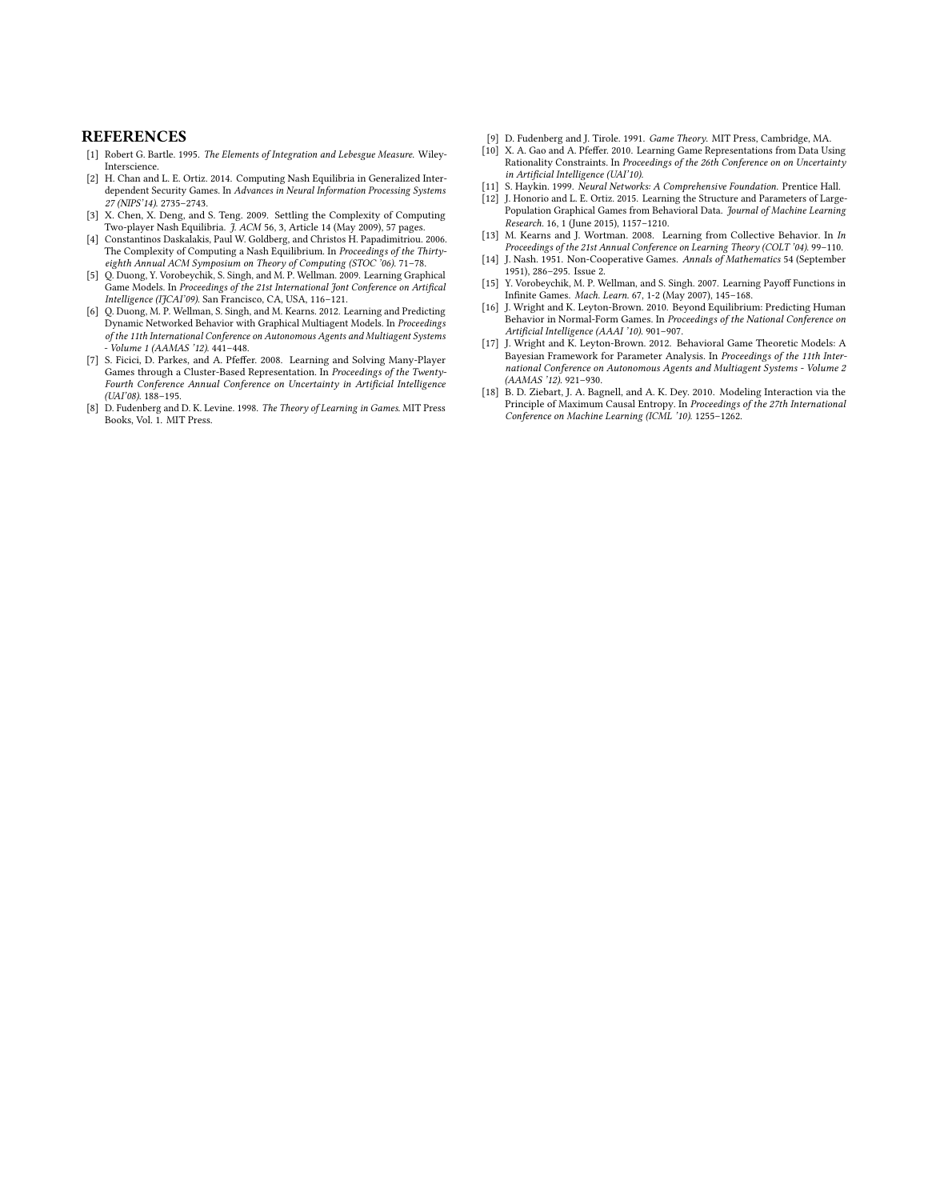## REFERENCES

[1] Robert G. Bartle. 1995. *The Elements of Integration and Lebesgue Measure.* Wiley-Interscience.

[2] H. Chan and L. E. Ortiz. 2014. Computing Nash Equilibria in Generalized Interdependent Security Games. In *Advances in Neural Information Processing Systems 27 (NIPS'14).* 2735–2743.

[3] X. Chen, X. Deng, and S. Teng. 2009. Settling the Complexity of Computing Two-player Nash Equilibria. *J. ACM* 56, 3, Article 14 (May 2009), 57 pages.

[4] Constantinos Daskalakis, Paul W. Goldberg, and Christos H. Papadimitriou. 2006. The Complexity of Computing a Nash Equilibrium. In *Proceedings of the Thirty-eighth Annual ACM Symposium on Theory of Computing (STOC '06).* 71–78.

[5] Q. Duong, Y. Vorobeychik, S. Singh, and M. P. Wellman. 2009. Learning Graphical Game Models. In *Proceedings of the 21st International Jont Conference on Artifical Intelligence (IJCAI'09).* San Francisco, CA, USA, 116–121.

[6] Q. Duong, M. P. Wellman, S. Singh, and M. Kearns. 2012. Learning and Predicting Dynamic Networked Behavior with Graphical Multiagent Models. In *Proceedings of the 11th International Conference on Autonomous Agents and Multiagent Systems - Volume 1 (AAMAS '12).* 441–448.

[7] S. Ficici, D. Parkes, and A. Pfeffer. 2008. Learning and Solving Many-Player Games through a Cluster-Based Representation. In *Proceedings of the Twenty-Fourth Conference Annual Conference on Uncertainty in Artificial Intelligence (UAI'08).* 188–195.

[8] D. Fudenberg and D. K. Levine. 1998. *The Theory of Learning in Games.* MIT Press Books, Vol. 1. MIT Press.

[9] D. Fudenberg and J. Tirole. 1991. *Game Theory.* MIT Press, Cambridge, MA.

[10] X. A. Gao and A. Pfeffer. 2010. Learning Game Representations from Data Using Rationality Constraints. In *Proceedings of the 26th Conference on on Uncertainty in Artificial Intelligence (UAI'10).*

[11] S. Haykin. 1999. *Neural Networks: A Comprehensive Foundation.* Prentice Hall.

[12] J. Honorio and L. E. Ortiz. 2015. Learning the Structure and Parameters of Large-Population Graphical Games from Behavioral Data. *Journal of Machine Learning Research.* 16, 1 (June 2015), 1157–1210.

[13] M. Kearns and J. Wortman. 2008. Learning from Collective Behavior. In *In Proceedings of the 21st Annual Conference on Learning Theory (COLT '04).* 99–110.

[14] J. Nash. 1951. Non-Cooperative Games. *Annals of Mathematics* 54 (September 1951), 286–295. Issue 2.

[15] Y. Vorobeychik, M. P. Wellman, and S. Singh. 2007. Learning Payoff Functions in Infinite Games. *Mach. Learn.* 67, 1-2 (May 2007), 145–168.

[16] J. Wright and K. Leyton-Brown. 2010. Beyond Equilibrium: Predicting Human Behavior in Normal-Form Games. In *Proceedings of the National Conference on Artificial Intelligence (AAAI '10).* 901–907.

[17] J. Wright and K. Leyton-Brown. 2012. Behavioral Game Theoretic Models: A Bayesian Framework for Parameter Analysis. In *Proceedings of the 11th International Conference on Autonomous Agents and Multiagent Systems - Volume 2 (AAMAS '12).* 921–930.

[18] B. D. Ziebart, J. A. Bagnell, and A. K. Dey. 2010. Modeling Interaction via the Principle of Maximum Causal Entropy. In *Proceedings of the 27th International Conference on Machine Learning (ICML '10).* 1255–1262.